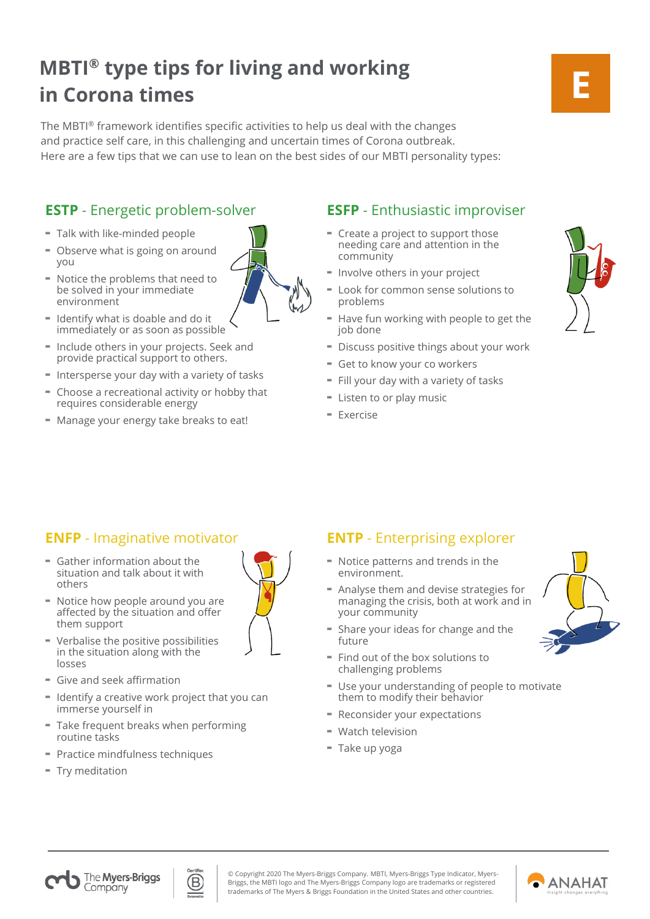# MBTI® type tips for living and working in Corona times

E

The MBTI® framework identifies specific activities to help us deal with the changes and practice self care, in this challenging and uncertain times of Corona outbreak.
Here are a few tips that we can use to lean on the best sides of our MBTI personality types:

## ESTP - Energetic problem-solver

- Talk with like-minded people
- Observe what is going on around you
- Notice the problems that need to be solved in your immediate environment
- Identify what is doable and do it immediately or as soon as possible
- Include others in your projects. Seek and provide practical support to others.
- Intersperse your day with a variety of tasks
- Choose a recreational activity or hobby that requires considerable energy
- Manage your energy take breaks to eat!

## ESFP - Enthusiastic improviser

- Create a project to support those needing care and attention in the community
- Involve others in your project
- Look for common sense solutions to problems
- Have fun working with people to get the job done
- Discuss positive things about your work
- Get to know your co workers
- Fill your day with a variety of tasks
- Listen to or play music
- Exercise

## ENFP - Imaginative motivator

- Gather information about the situation and talk about it with others
- Notice how people around you are affected by the situation and offer them support
- Verbalise the positive possibilities in the situation along with the losses
- Give and seek affirmation
- Identify a creative work project that you can immerse yourself in
- Take frequent breaks when performing routine tasks
- Practice mindfulness techniques
- Try meditation

## ENTP - Enterprising explorer

- Notice patterns and trends in the environment.
- Analyse them and devise strategies for managing the crisis, both at work and in your community
- Share your ideas for change and the future
- Find out of the box solutions to challenging problems
- Use your understanding of people to motivate them to modify their behavior
- Reconsider your expectations
- Watch television
- Take up yoga

The Myers-Briggs Company

© Copyright 2020 The Myers-Briggs Company. MBTI, Myers-Briggs, the MBTI logo and The Myers-Briggs Company logo are trademarks or registered trademarks of The Myers & Briggs Foundation in the United States and other countries.

ANAHAT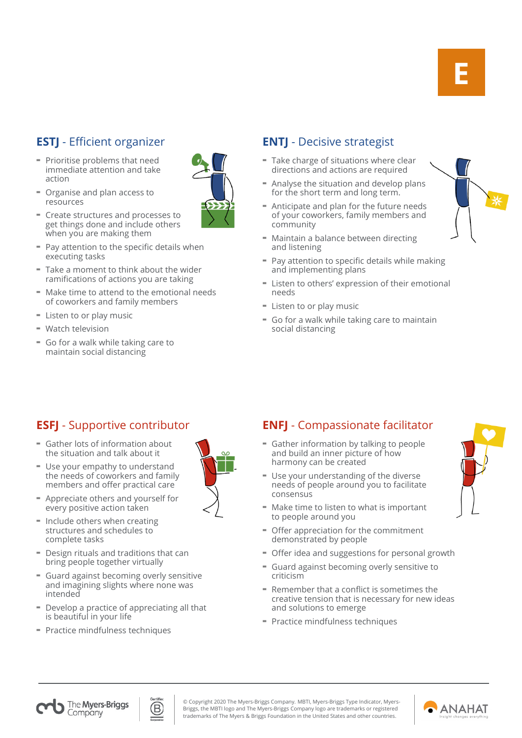E

## ESTJ - Efficient organizer

- Prioritise problems that need immediate attention and take action
- Organise and plan access to resources
- Create structures and processes to get things done and include others when you are making them
- Pay attention to the specific details when executing tasks
- Take a moment to think about the wider ramifications of actions you are taking
- Make time to attend to the emotional needs of coworkers and family members
- Listen to or play music
- Watch television
- Go for a walk while taking care to maintain social distancing

## ENTJ - Decisive strategist

- Take charge of situations where clear directions and actions are required
- Analyse the situation and develop plans for the short term and long term.
- Anticipate and plan for the future needs of your coworkers, family members and community
- Maintain a balance between directing and listening
- Pay attention to specific details while making and implementing plans
- Listen to others' expression of their emotional needs
- Listen to or play music
- Go for a walk while taking care to maintain social distancing

## ESFJ - Supportive contributor

- Gather lots of information about the situation and talk about it
- Use your empathy to understand the needs of coworkers and family members and offer practical care
- Appreciate others and yourself for every positive action taken
- Include others when creating structures and schedules to complete tasks
- Design rituals and traditions that can bring people together virtually
- Guard against becoming overly sensitive and imagining slights where none was intended
- Develop a practice of appreciating all that is beautiful in your life
- Practice mindfulness techniques

## ENFJ - Compassionate facilitator

- Gather information by talking to people and build an inner picture of how harmony can be created
- Use your understanding of the diverse needs of people around you to facilitate consensus
- Make time to listen to what is important to people around you
- Offer appreciation for the commitment demonstrated by people
- Offer idea and suggestions for personal growth
- Guard against becoming overly sensitive to criticism
- Remember that a conflict is sometimes the creative tension that is necessary for new ideas and solutions to emerge
- Practice mindfulness techniques

The Myers-Briggs Company

© Copyright 2020 The Myers-Briggs Company. MBTI, Myers-Briggs Type Indicator, Myers-Briggs, the MBTI logo and The Myers-Briggs Company logo are trademarks or registered trademarks of The Myers & Briggs Foundation in the United States and other countries.

ANAHAT Insight changes everything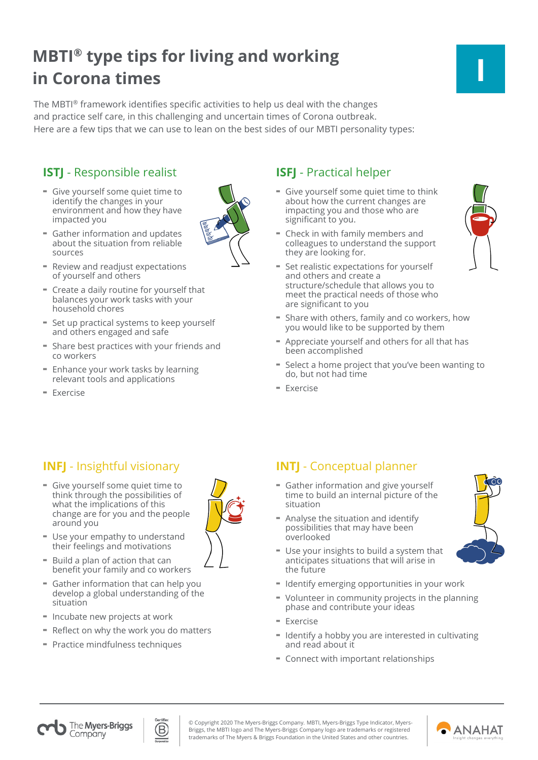# MBTI® type tips for living and working in Corona times

I

The MBTI® framework identifies specific activities to help us deal with the changes and practice self care, in this challenging and uncertain times of Corona outbreak. Here are a few tips that we can use to lean on the best sides of our MBTI personality types:

## ISTJ - Responsible realist

- Give yourself some quiet time to identify the changes in your environment and how they have impacted you
- Gather information and updates about the situation from reliable sources
- Review and readjust expectations of yourself and others
- Create a daily routine for yourself that balances your work tasks with your household chores
- Set up practical systems to keep yourself and others engaged and safe
- Share best practices with your friends and co workers
- Enhance your work tasks by learning relevant tools and applications
- Exercise

## ISFJ - Practical helper

- Give yourself some quiet time to think about how the current changes are impacting you and those who are significant to you.
- Check in with family members and colleagues to understand the support they are looking for.
- Set realistic expectations for yourself and others and create a structure/schedule that allows you to meet the practical needs of those who are significant to you
- Share with others, family and co workers, how you would like to be supported by them
- Appreciate yourself and others for all that has been accomplished
- Select a home project that you've been wanting to do, but not had time
- Exercise

## INFJ - Insightful visionary

- Give yourself some quiet time to think through the possibilities of what the implications of this change are for you and the people around you
- Use your empathy to understand their feelings and motivations
- Build a plan of action that can benefit your family and co workers
- Gather information that can help you develop a global understanding of the situation
- Incubate new projects at work
- Reflect on why the work you do matters
- Practice mindfulness techniques

## INTJ - Conceptual planner

- Gather information and give yourself time to build an internal picture of the situation
- Analyse the situation and identify possibilities that may have been overlooked
- Use your insights to build a system that anticipates situations that will arise in the future
- Identify emerging opportunities in your work
- Volunteer in community projects in the planning phase and contribute your ideas
- Exercise
- Identify a hobby you are interested in cultivating and read about it
- Connect with important relationships

The Myers-Briggs Company

© Copyright 2020 The Myers-Briggs Company. MBTI, Myers-Briggs, the MBTI logo and The Myers-Briggs Company logo are trademarks or registered trademarks of The Myers & Briggs Foundation in the United States and other countries.

ANAHAT Insight changes everything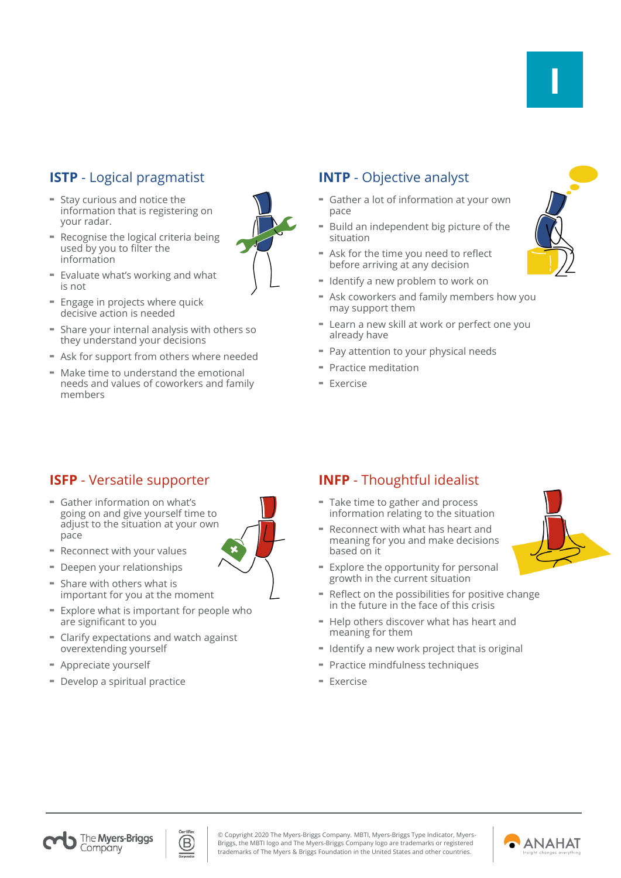I

## ISTP - Logical pragmatist

- Stay curious and notice the information that is registering on your radar.
- Recognise the logical criteria being used by you to filter the information
- Evaluate what's working and what is not
- Engage in projects where quick decisive action is needed
- Share your internal analysis with others so they understand your decisions
- Ask for support from others where needed
- Make time to understand the emotional needs and values of coworkers and family members

## INTP - Objective analyst

- Gather a lot of information at your own pace
- Build an independent big picture of the situation
- Ask for the time you need to reflect before arriving at any decision
- Identify a new problem to work on
- Ask coworkers and family members how you may support them
- Learn a new skill at work or perfect one you already have
- Pay attention to your physical needs
- Practice meditation
- Exercise

## ISFP - Versatile supporter

- Gather information on what's going on and give yourself time to adjust to the situation at your own pace
- Reconnect with your values
- Deepen your relationships
- Share with others what is important for you at the moment
- Explore what is important for people who are significant to you
- Clarify expectations and watch against overextending yourself
- Appreciate yourself
- Develop a spiritual practice

## INFP - Thoughtful idealist

- Take time to gather and process information relating to the situation
- Reconnect with what has heart and meaning for you and make decisions based on it
- Explore the opportunity for personal growth in the current situation
- Reflect on the possibilities for positive change in the future in the face of this crisis
- Help others discover what has heart and meaning for them
- Identify a new work project that is original
- Practice mindfulness techniques
- Exercise

© Copyright 2020 The Myers-Briggs Company. MBTI, Myers-Briggs, the MBTI logo and The Myers-Briggs Company logo are trademarks or registered trademarks of The Myers & Briggs Foundation in the United States and other countries.